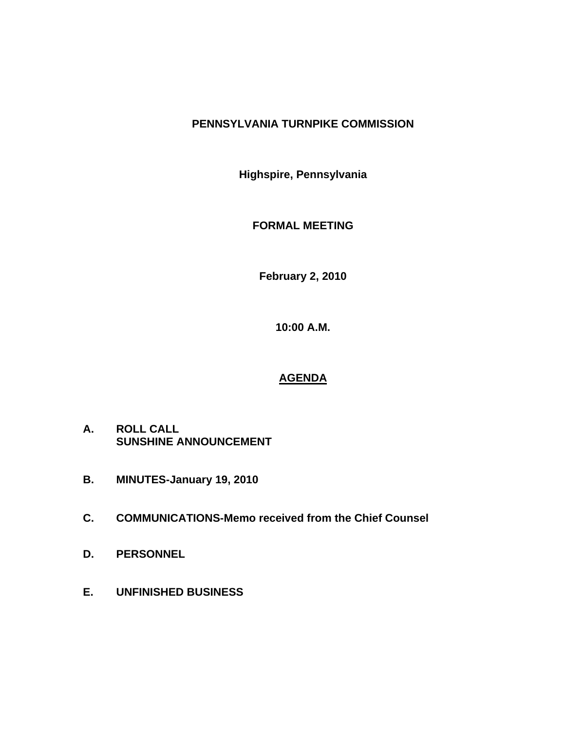# PENNSYLVANIA TURNPIKE COMMISSION

**Highspire, Pennsylvania**

**FORMAL MEETING**

**February 2, 2010**

**10:00 A.M.**

## AGENDA

**A. ROLL CALL**
**SUNSHINE ANNOUNCEMENT**

**B. MINUTES-January 19, 2010**

**C. COMMUNICATIONS-Memo received from the Chief Counsel**

**D. PERSONNEL**

**E. UNFINISHED BUSINESS**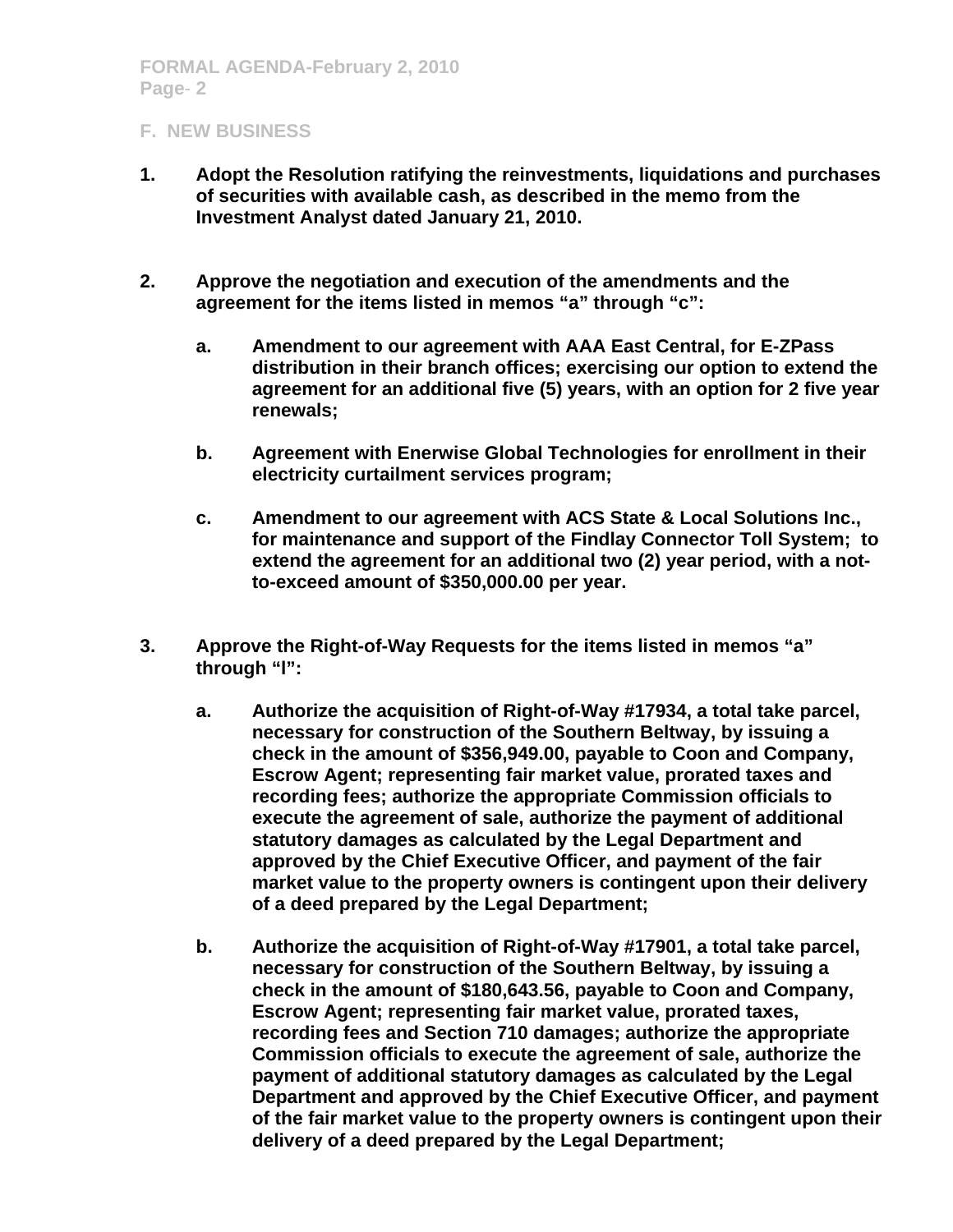## F. NEW BUSINESS

1. **Adopt the Resolution ratifying the reinvestments, liquidations and purchases of securities with available cash, as described in the memo from the Investment Analyst dated January 21, 2010.**

2. **Approve the negotiation and execution of the amendments and the agreement for the items listed in memos "a" through "c":**

   a. **Amendment to our agreement with AAA East Central, for E-ZPass distribution in their branch offices; exercising our option to extend the agreement for an additional five (5) years, with an option for 2 five year renewals;**

   b. **Agreement with Enerwise Global Technologies for enrollment in their electricity curtailment services program;**

   c. **Amendment to our agreement with ACS State & Local Solutions Inc., for maintenance and support of the Findlay Connector Toll System; to extend the agreement for an additional two (2) year period, with a not-to-exceed amount of $350,000.00 per year.**

3. **Approve the Right-of-Way Requests for the items listed in memos "a" through "l":**

   a. **Authorize the acquisition of Right-of-Way #17934, a total take parcel, necessary for construction of the Southern Beltway, by issuing a check in the amount of $356,949.00, payable to Coon and Company, Escrow Agent; representing fair market value, prorated taxes and recording fees; authorize the appropriate Commission officials to execute the agreement of sale, authorize the payment of additional statutory damages as calculated by the Legal Department and approved by the Chief Executive Officer, and payment of the fair market value to the property owners is contingent upon their delivery of a deed prepared by the Legal Department;**

   b. **Authorize the acquisition of Right-of-Way #17901, a total take parcel, necessary for construction of the Southern Beltway, by issuing a check in the amount of $180,643.56, payable to Coon and Company, Escrow Agent; representing fair market value, prorated taxes, recording fees and Section 710 damages; authorize the appropriate Commission officials to execute the agreement of sale, authorize the payment of additional statutory damages as calculated by the Legal Department and approved by the Chief Executive Officer, and payment of the fair market value to the property owners is contingent upon their delivery of a deed prepared by the Legal Department;**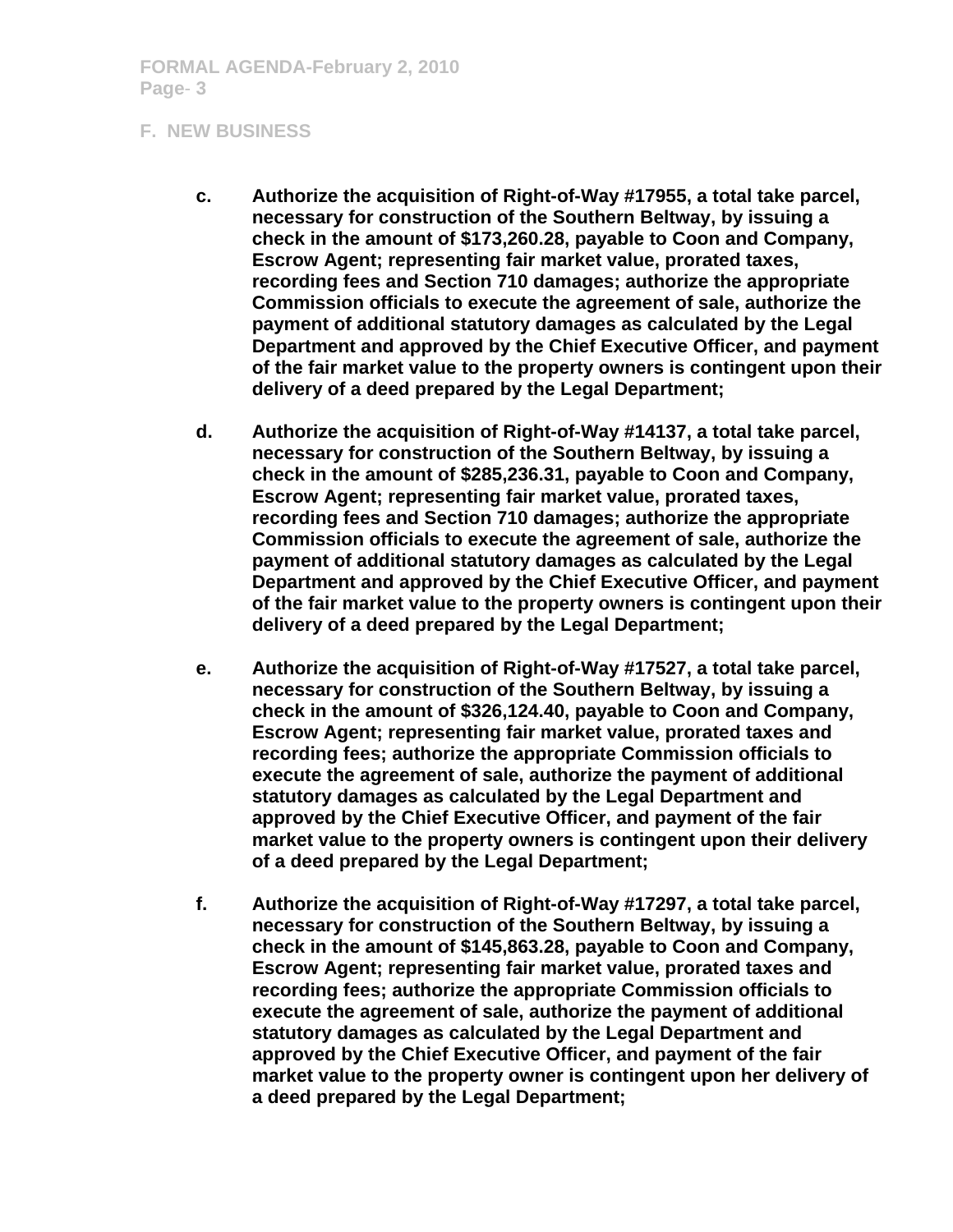## F. NEW BUSINESS

c. **Authorize the acquisition of Right-of-Way #17955, a total take parcel, necessary for construction of the Southern Beltway, by issuing a check in the amount of $173,260.28, payable to Coon and Company, Escrow Agent; representing fair market value, prorated taxes, recording fees and Section 710 damages; authorize the appropriate Commission officials to execute the agreement of sale, authorize the payment of additional statutory damages as calculated by the Legal Department and approved by the Chief Executive Officer, and payment of the fair market value to the property owners is contingent upon their delivery of a deed prepared by the Legal Department;**

d. **Authorize the acquisition of Right-of-Way #14137, a total take parcel, necessary for construction of the Southern Beltway, by issuing a check in the amount of $285,236.31, payable to Coon and Company, Escrow Agent; representing fair market value, prorated taxes, recording fees and Section 710 damages; authorize the appropriate Commission officials to execute the agreement of sale, authorize the payment of additional statutory damages as calculated by the Legal Department and approved by the Chief Executive Officer, and payment of the fair market value to the property owners is contingent upon their delivery of a deed prepared by the Legal Department;**

e. **Authorize the acquisition of Right-of-Way #17527, a total take parcel, necessary for construction of the Southern Beltway, by issuing a check in the amount of $326,124.40, payable to Coon and Company, Escrow Agent; representing fair market value, prorated taxes and recording fees; authorize the appropriate Commission officials to execute the agreement of sale, authorize the payment of additional statutory damages as calculated by the Legal Department and approved by the Chief Executive Officer, and payment of the fair market value to the property owners is contingent upon their delivery of a deed prepared by the Legal Department;**

f. **Authorize the acquisition of Right-of-Way #17297, a total take parcel, necessary for construction of the Southern Beltway, by issuing a check in the amount of $145,863.28, payable to Coon and Company, Escrow Agent; representing fair market value, prorated taxes and recording fees; authorize the appropriate Commission officials to execute the agreement of sale, authorize the payment of additional statutory damages as calculated by the Legal Department and approved by the Chief Executive Officer, and payment of the fair market value to the property owner is contingent upon her delivery of a deed prepared by the Legal Department;**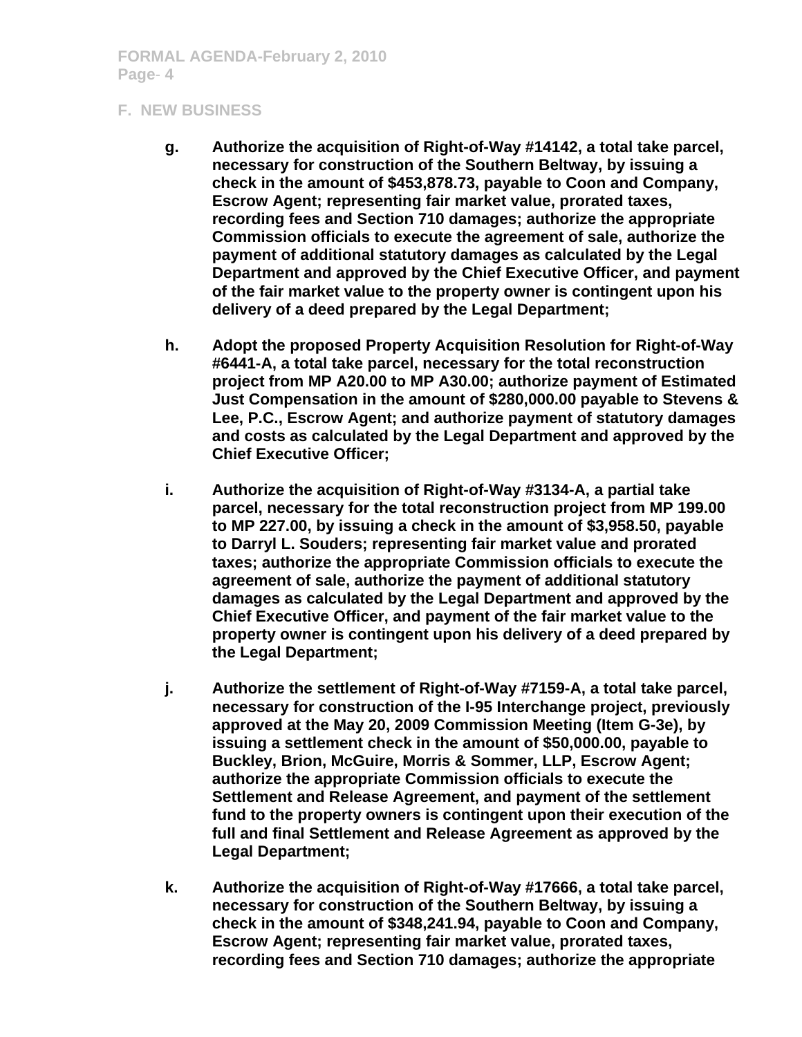## F. NEW BUSINESS

g. **Authorize the acquisition of Right-of-Way #14142, a total take parcel, necessary for construction of the Southern Beltway, by issuing a check in the amount of $453,878.73, payable to Coon and Company, Escrow Agent; representing fair market value, prorated taxes, recording fees and Section 710 damages; authorize the appropriate Commission officials to execute the agreement of sale, authorize the payment of additional statutory damages as calculated by the Legal Department and approved by the Chief Executive Officer, and payment of the fair market value to the property owner is contingent upon his delivery of a deed prepared by the Legal Department;**

h. **Adopt the proposed Property Acquisition Resolution for Right-of-Way #6441-A, a total take parcel, necessary for the total reconstruction project from MP A20.00 to MP A30.00; authorize payment of Estimated Just Compensation in the amount of $280,000.00 payable to Stevens & Lee, P.C., Escrow Agent; and authorize payment of statutory damages and costs as calculated by the Legal Department and approved by the Chief Executive Officer;**

i. **Authorize the acquisition of Right-of-Way #3134-A, a partial take parcel, necessary for the total reconstruction project from MP 199.00 to MP 227.00, by issuing a check in the amount of $3,958.50, payable to Darryl L. Souders; representing fair market value and prorated taxes; authorize the appropriate Commission officials to execute the agreement of sale, authorize the payment of additional statutory damages as calculated by the Legal Department and approved by the Chief Executive Officer, and payment of the fair market value to the property owner is contingent upon his delivery of a deed prepared by the Legal Department;**

j. **Authorize the settlement of Right-of-Way #7159-A, a total take parcel, necessary for construction of the I-95 Interchange project, previously approved at the May 20, 2009 Commission Meeting (Item G-3e), by issuing a settlement check in the amount of $50,000.00, payable to Buckley, Brion, McGuire, Morris & Sommer, LLP, Escrow Agent; authorize the appropriate Commission officials to execute the Settlement and Release Agreement, and payment of the settlement fund to the property owners is contingent upon their execution of the full and final Settlement and Release Agreement as approved by the Legal Department;**

k. **Authorize the acquisition of Right-of-Way #17666, a total take parcel, necessary for construction of the Southern Beltway, by issuing a check in the amount of $348,241.94, payable to Coon and Company, Escrow Agent; representing fair market value, prorated taxes, recording fees and Section 710 damages; authorize the appropriate**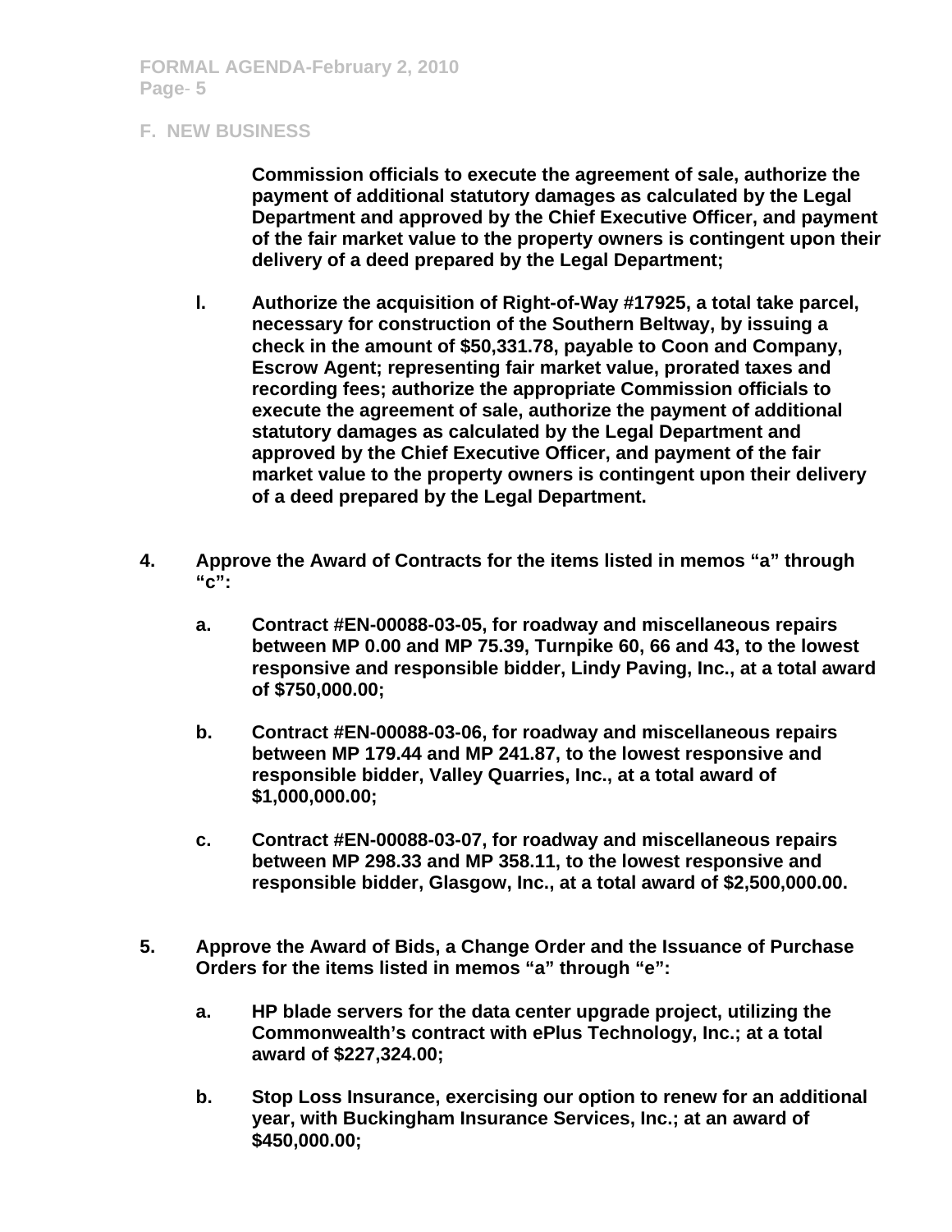## F. NEW BUSINESS

Commission officials to execute the agreement of sale, authorize the payment of additional statutory damages as calculated by the Legal Department and approved by the Chief Executive Officer, and payment of the fair market value to the property owners is contingent upon their delivery of a deed prepared by the Legal Department;

**l.** Authorize the acquisition of Right-of-Way #17925, a total take parcel, necessary for construction of the Southern Beltway, by issuing a check in the amount of $50,331.78, payable to Coon and Company, Escrow Agent; representing fair market value, prorated taxes and recording fees; authorize the appropriate Commission officials to execute the agreement of sale, authorize the payment of additional statutory damages as calculated by the Legal Department and approved by the Chief Executive Officer, and payment of the fair market value to the property owners is contingent upon their delivery of a deed prepared by the Legal Department.

**4.** Approve the Award of Contracts for the items listed in memos "a" through "c":

**a.** Contract #EN-00088-03-05, for roadway and miscellaneous repairs between MP 0.00 and MP 75.39, Turnpike 60, 66 and 43, to the lowest responsive and responsible bidder, Lindy Paving, Inc., at a total award of $750,000.00;

**b.** Contract #EN-00088-03-06, for roadway and miscellaneous repairs between MP 179.44 and MP 241.87, to the lowest responsive and responsible bidder, Valley Quarries, Inc., at a total award of $1,000,000.00;

**c.** Contract #EN-00088-03-07, for roadway and miscellaneous repairs between MP 298.33 and MP 358.11, to the lowest responsive and responsible bidder, Glasgow, Inc., at a total award of $2,500,000.00.

**5.** Approve the Award of Bids, a Change Order and the Issuance of Purchase Orders for the items listed in memos "a" through "e":

**a.** HP blade servers for the data center upgrade project, utilizing the Commonwealth's contract with ePlus Technology, Inc.; at a total award of $227,324.00;

**b.** Stop Loss Insurance, exercising our option to renew for an additional year, with Buckingham Insurance Services, Inc.; at an award of $450,000.00;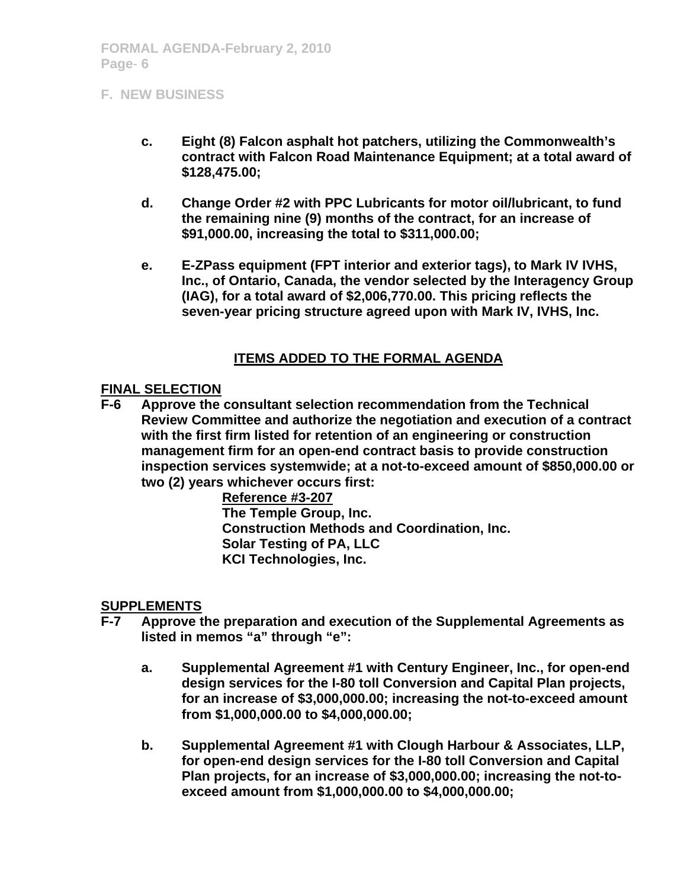## F. NEW BUSINESS

- **c. Eight (8) Falcon asphalt hot patchers, utilizing the Commonwealth's contract with Falcon Road Maintenance Equipment; at a total award of $128,475.00;**

- **d. Change Order #2 with PPC Lubricants for motor oil/lubricant, to fund the remaining nine (9) months of the contract, for an increase of $91,000.00, increasing the total to $311,000.00;**

- **e. E-ZPass equipment (FPT interior and exterior tags), to Mark IV IVHS, Inc., of Ontario, Canada, the vendor selected by the Interagency Group (IAG), for a total award of $2,006,770.00. This pricing reflects the seven-year pricing structure agreed upon with Mark IV, IVHS, Inc.**

## ITEMS ADDED TO THE FORMAL AGENDA

### FINAL SELECTION

**F-6 Approve the consultant selection recommendation from the Technical Review Committee and authorize the negotiation and execution of a contract with the first firm listed for retention of an engineering or construction management firm for an open-end contract basis to provide construction inspection services systemwide; at a not-to-exceed amount of $850,000.00 or two (2) years whichever occurs first:**

**Reference #3-207**
**The Temple Group, Inc.**
**Construction Methods and Coordination, Inc.**
**Solar Testing of PA, LLC**
**KCI Technologies, Inc.**

### SUPPLEMENTS

**F-7 Approve the preparation and execution of the Supplemental Agreements as listed in memos "a" through "e":**

- **a. Supplemental Agreement #1 with Century Engineer, Inc., for open-end design services for the I-80 toll Conversion and Capital Plan projects, for an increase of $3,000,000.00; increasing the not-to-exceed amount from $1,000,000.00 to $4,000,000.00;**

- **b. Supplemental Agreement #1 with Clough Harbour & Associates, LLP, for open-end design services for the I-80 toll Conversion and Capital Plan projects, for an increase of $3,000,000.00; increasing the not-to-exceed amount from $1,000,000.00 to $4,000,000.00;**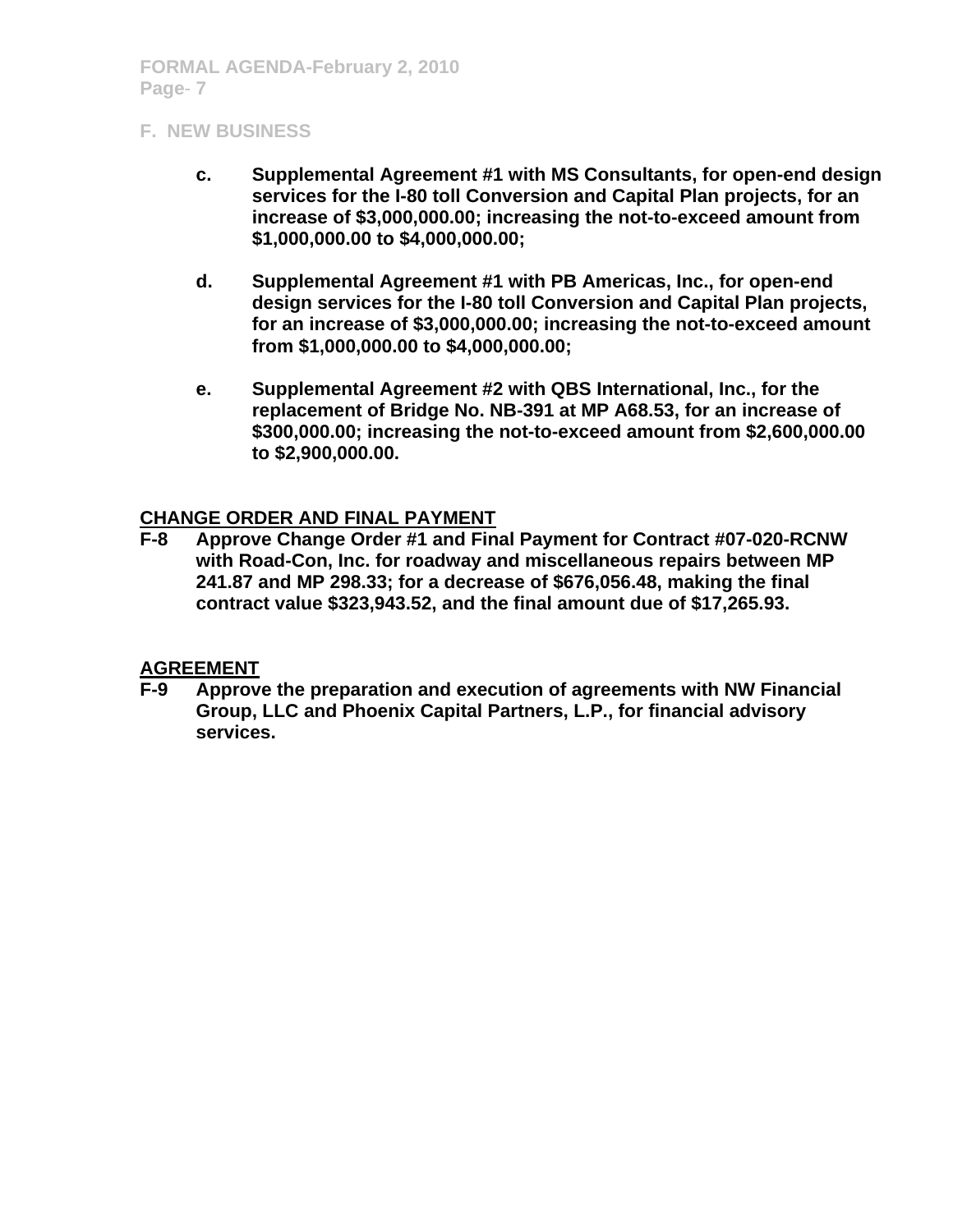## F. NEW BUSINESS

c. **Supplemental Agreement #1 with MS Consultants, for open-end design services for the I-80 toll Conversion and Capital Plan projects, for an increase of $3,000,000.00; increasing the not-to-exceed amount from $1,000,000.00 to $4,000,000.00;**

d. **Supplemental Agreement #1 with PB Americas, Inc., for open-end design services for the I-80 toll Conversion and Capital Plan projects, for an increase of $3,000,000.00; increasing the not-to-exceed amount from $1,000,000.00 to $4,000,000.00;**

e. **Supplemental Agreement #2 with QBS International, Inc., for the replacement of Bridge No. NB-391 at MP A68.53, for an increase of $300,000.00; increasing the not-to-exceed amount from $2,600,000.00 to $2,900,000.00.**

### CHANGE ORDER AND FINAL PAYMENT

**F-8 Approve Change Order #1 and Final Payment for Contract #07-020-RCNW with Road-Con, Inc. for roadway and miscellaneous repairs between MP 241.87 and MP 298.33; for a decrease of $676,056.48, making the final contract value $323,943.52, and the final amount due of $17,265.93.**

### AGREEMENT

**F-9 Approve the preparation and execution of agreements with NW Financial Group, LLC and Phoenix Capital Partners, L.P., for financial advisory services.**